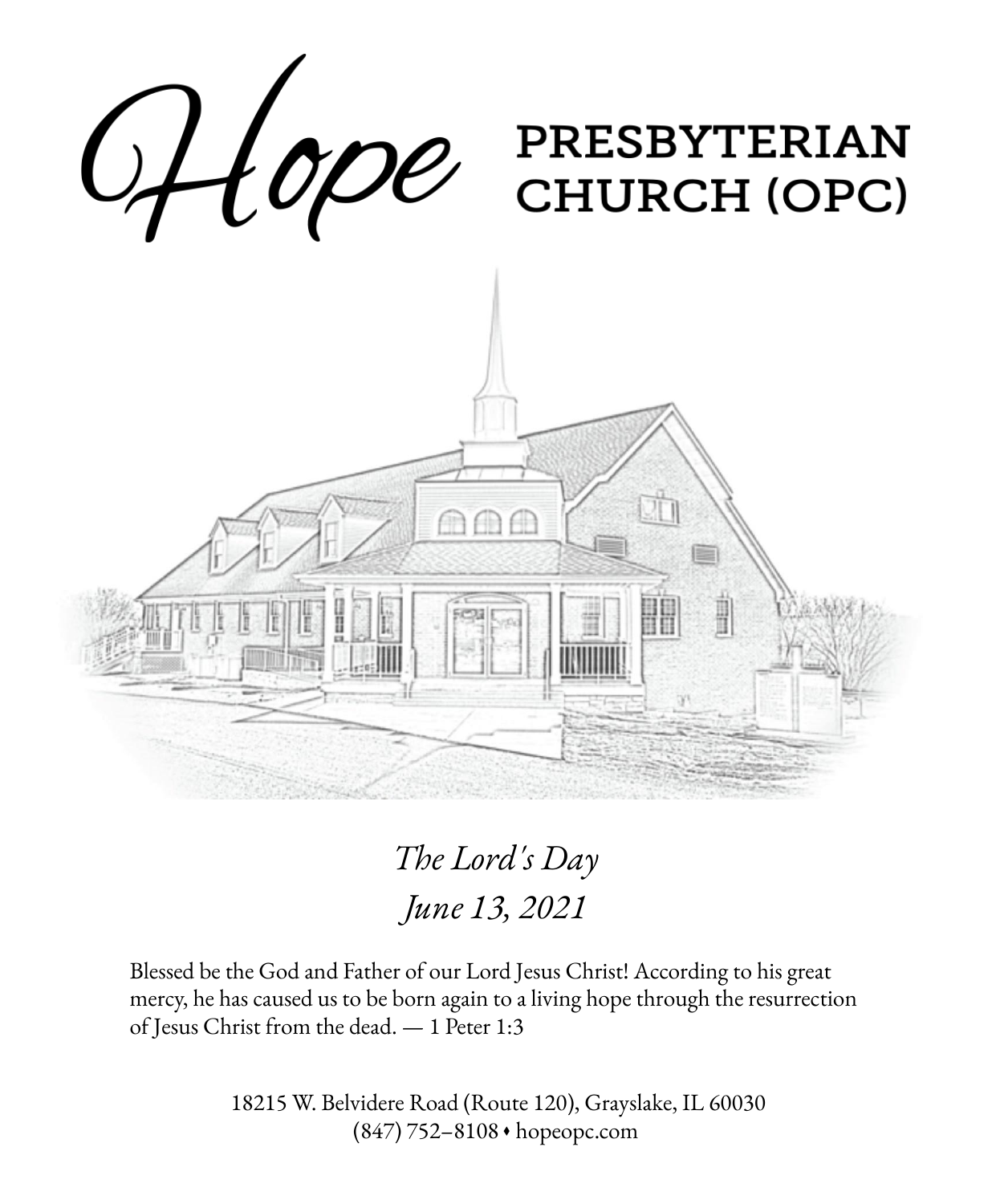# Hope PRESBYTERIAN CHURCH (OPC)

*The Lord's Day*

*June 13, 2021*

Blessed be the God and Father of our Lord Jesus Christ! According to his great mercy, he has caused us to be born again to a living hope through the resurrection of Jesus Christ from the dead. — 1 Peter 1:3

18215 W. Belvidere Road (Route 120), Grayslake, IL 60030
(847) 752–8108 • hopeopc.com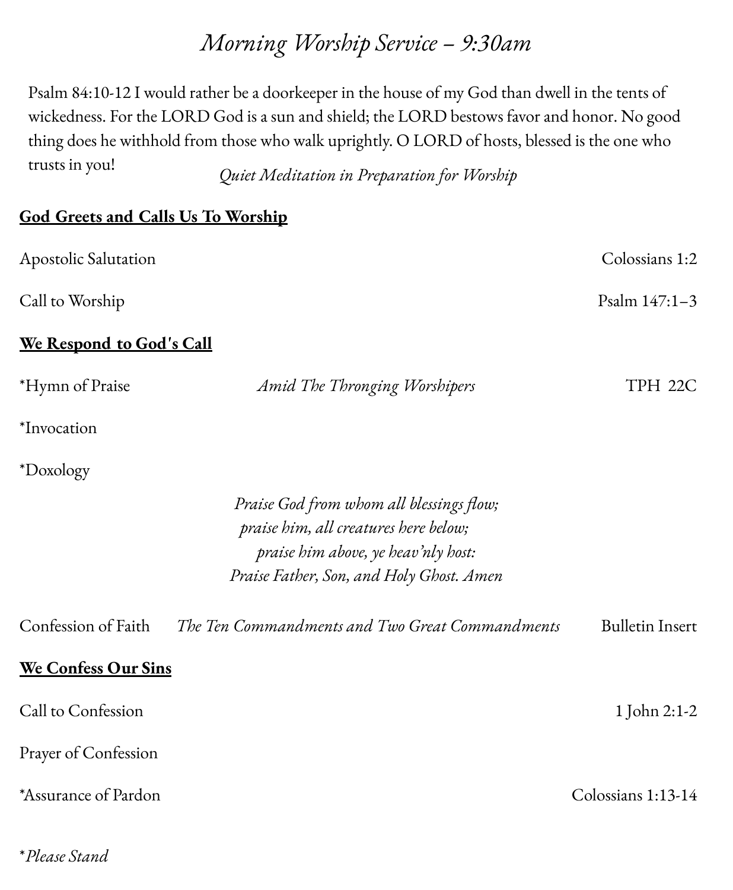# *Morning Worship Service – 9:30am*

Psalm 84:10-12 I would rather be a doorkeeper in the house of my God than dwell in the tents of wickedness. For the LORD God is a sun and shield; the LORD bestows favor and honor. No good thing does he withhold from those who walk uprightly. O LORD of hosts, blessed is the one who trusts in you!

*Quiet Meditation in Preparation for Worship*

**God Greets and Calls Us To Worship**

Apostolic Salutation — Colossians 1:2

Call to Worship — Psalm 147:1–3

**We Respond to God's Call**

*Hymn of Praise — *Amid The Thronging Worshipers* — TPH 22C

*Invocation

*Doxology

*Praise God from whom all blessings flow;*
*praise him, all creatures here below;*
*praise him above, ye heav'nly host:*
*Praise Father, Son, and Holy Ghost. Amen*

Confession of Faith — *The Ten Commandments and Two Great Commandments* — Bulletin Insert

**We Confess Our Sins**

Call to Confession — 1 John 2:1-2

Prayer of Confession

*Assurance of Pardon — Colossians 1:13-14

**Please Stand*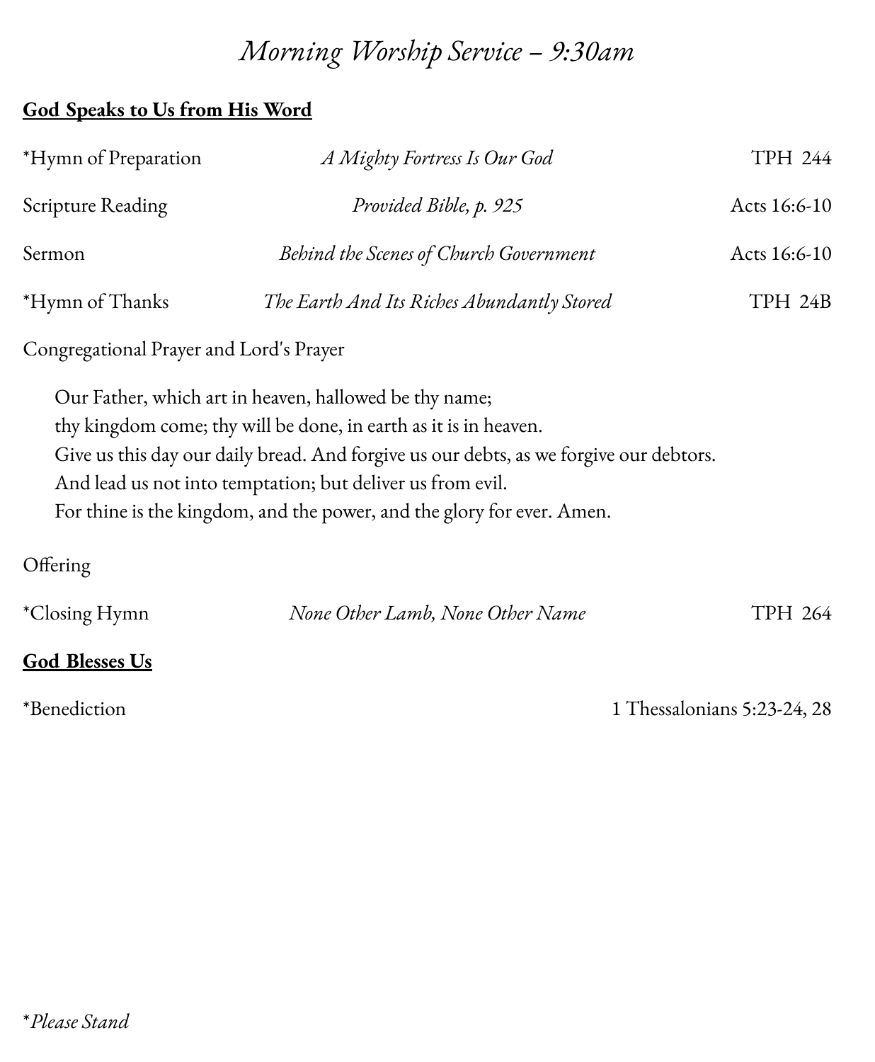# *Morning Worship Service – 9:30am*

**God Speaks to Us from His Word**

| | | |
|---|---|---|
| *Hymn of Preparation | *A Mighty Fortress Is Our God* | TPH 244 |
| Scripture Reading | *Provided Bible, p. 925* | Acts 16:6-10 |
| Sermon | *Behind the Scenes of Church Government* | Acts 16:6-10 |
| *Hymn of Thanks | *The Earth And Its Riches Abundantly Stored* | TPH 24B |

Congregational Prayer and Lord's Prayer

> Our Father, which art in heaven, hallowed be thy name;
> thy kingdom come; thy will be done, in earth as it is in heaven.
> Give us this day our daily bread. And forgive us our debts, as we forgive our debtors.
> And lead us not into temptation; but deliver us from evil.
> For thine is the kingdom, and the power, and the glory for ever. Amen.

Offering

| | | |
|---|---|---|
| *Closing Hymn | *None Other Lamb, None Other Name* | TPH 264 |

**God Blesses Us**

*Benediction — 1 Thessalonians 5:23-24, 28

**Please Stand*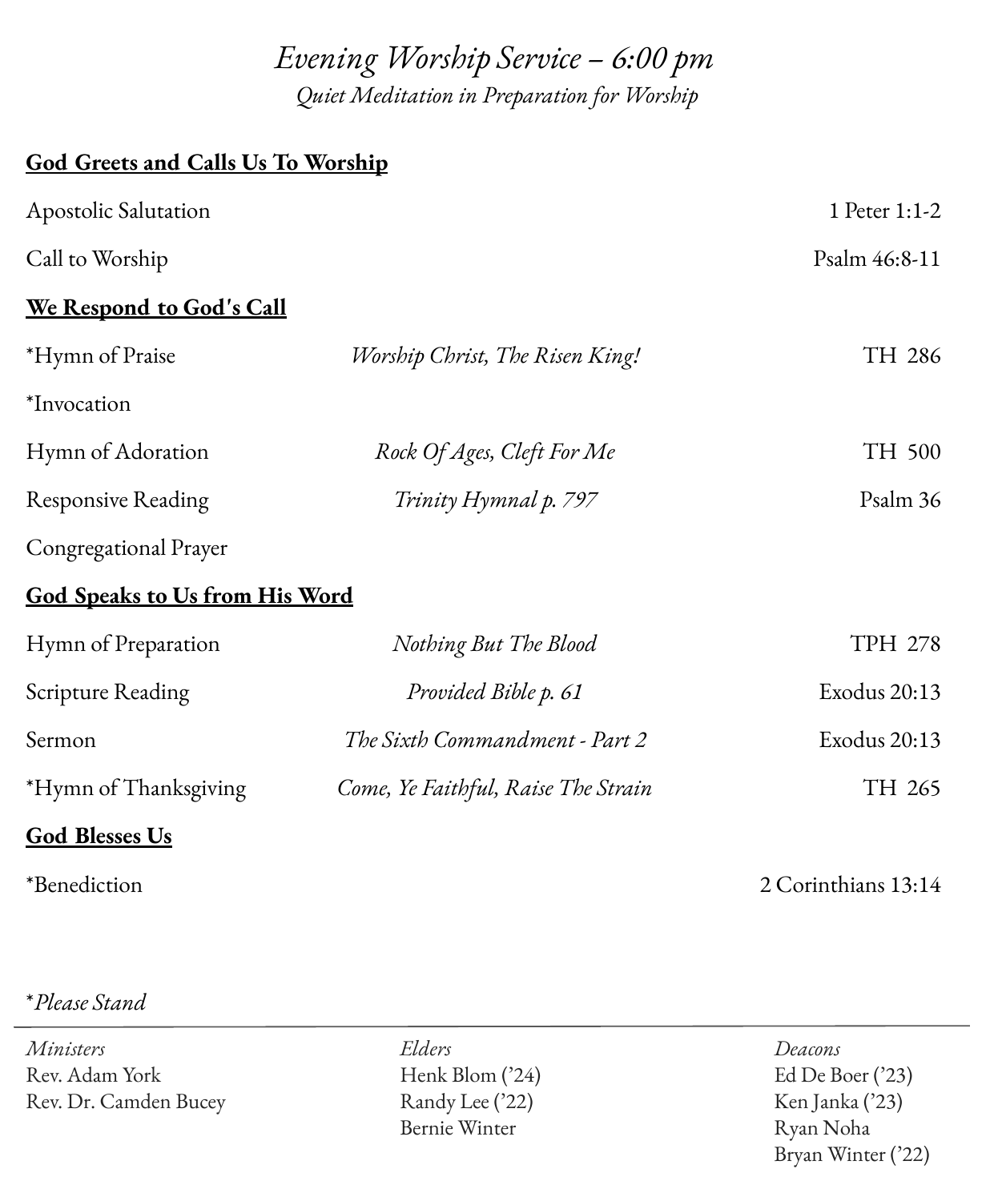# *Evening Worship Service – 6:00 pm*

*Quiet Meditation in Preparation for Worship*

**God Greets and Calls Us To Worship**

| | | |
|---|---|---|
| Apostolic Salutation | | 1 Peter 1:1-2 |
| Call to Worship | | Psalm 46:8-11 |

**We Respond to God's Call**

| | | |
|---|---|---|
| *Hymn of Praise | *Worship Christ, The Risen King!* | TH 286 |
| *Invocation | | |
| Hymn of Adoration | *Rock Of Ages, Cleft For Me* | TH 500 |
| Responsive Reading | *Trinity Hymnal p. 797* | Psalm 36 |
| Congregational Prayer | | |

**God Speaks to Us from His Word**

| | | |
|---|---|---|
| Hymn of Preparation | *Nothing But The Blood* | TPH 278 |
| Scripture Reading | *Provided Bible p. 61* | Exodus 20:13 |
| Sermon | *The Sixth Commandment - Part 2* | Exodus 20:13 |
| *Hymn of Thanksgiving | *Come, Ye Faithful, Raise The Strain* | TH 265 |

**God Blesses Us**

| | | |
|---|---|---|
| *Benediction | | 2 Corinthians 13:14 |

**Please Stand*

---

*Ministers*
Rev. Adam York
Rev. Dr. Camden Bucey

*Elders*
Henk Blom ('24)
Randy Lee ('22)
Bernie Winter

*Deacons*
Ed De Boer ('23)
Ken Janka ('23)
Ryan Noha
Bryan Winter ('22)